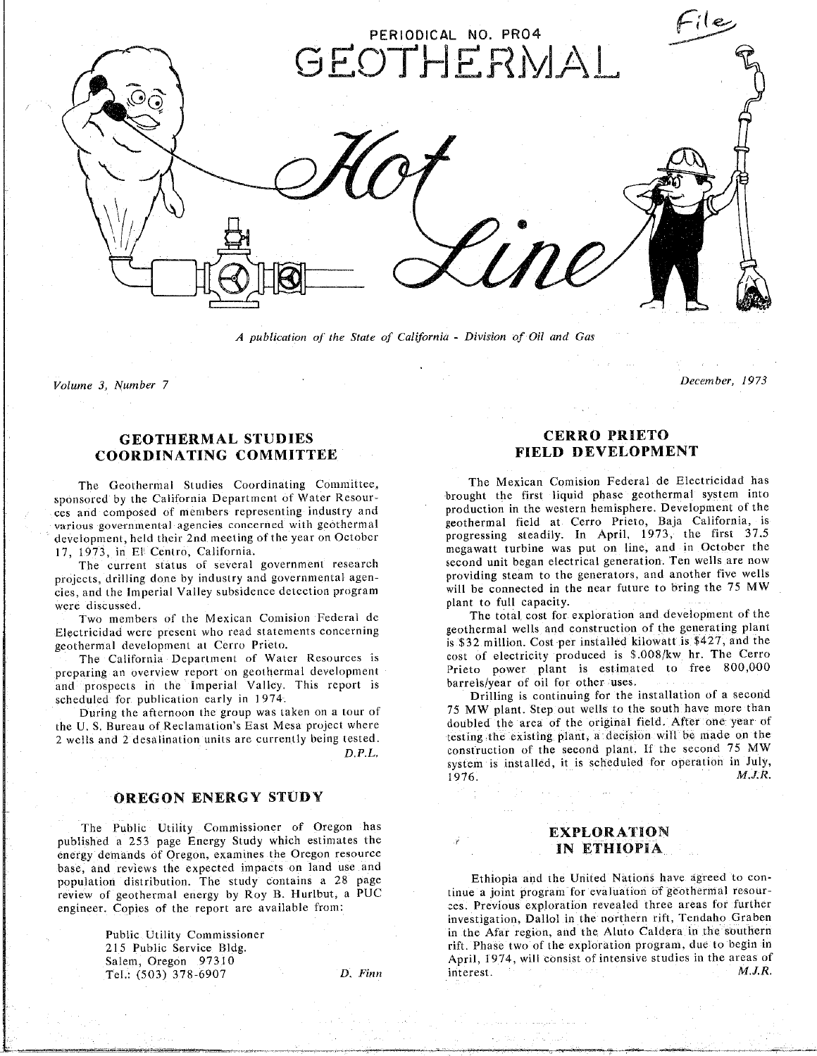PERIODICAL NO. PRO4

File

# GEOTHERMAL Hot Line

*A publication of the State of California - Division of Oil and Gas*

*Volume 3, Number 7*

*December, 1973*

## GEOTHERMAL STUDIES COORDINATING COMMITTEE

The Geothermal Studies Coordinating Committee, sponsored by the California Department of Water Resources and composed of members representing industry and various governmental agencies concerned with geothermal development, held their 2nd meeting of the year on October 17, 1973, in El Centro, California.

The current status of several government research projects, drilling done by industry and governmental agencies, and the Imperial Valley subsidence detection program were discussed.

Two members of the Mexican Comision Federal de Electricidad were present who read statements concerning geothermal development at Cerro Prieto.

The California Department of Water Resources is preparing an overview report on geothermal development and prospects in the Imperial Valley. This report is scheduled for publication early in 1974.

During the afternoon the group was taken on a tour of the U. S. Bureau of Reclamation's East Mesa project where 2 wells and 2 desalination units are currently being tested.

*D.P.L.*

## OREGON ENERGY STUDY

The Public Utility Commissioner of Oregon has published a 253 page Energy Study which estimates the energy demands of Oregon, examines the Oregon resource base, and reviews the expected impacts on land use and population distribution. The study contains a 28 page review of geothermal energy by Roy B. Hurlbut, a PUC engineer. Copies of the report are available from:

Public Utility Commissioner
215 Public Service Bldg.
Salem, Oregon 97310
Tel.: (503) 378-6907

*D. Finn*

## CERRO PRIETO FIELD DEVELOPMENT

The Mexican Comision Federal de Electricidad has brought the first liquid phase geothermal system into production in the western hemisphere. Development of the geothermal field at Cerro Prieto, Baja California, is progressing steadily. In April, 1973, the first 37.5 megawatt turbine was put on line, and in October the second unit began electrical generation. Ten wells are now providing steam to the generators, and another five wells will be connected in the near future to bring the 75 MW plant to full capacity.

The total cost for exploration and development of the geothermal wells and construction of the generating plant is $32 million. Cost per installed kilowatt is $427, and the cost of electricity produced is $.008/kw hr. The Cerro Prieto power plant is estimated to free 800,000 barrels/year of oil for other uses.

Drilling is continuing for the installation of a second 75 MW plant. Step out wells to the south have more than doubled the area of the original field. After one year of testing the existing plant, a decision will be made on the construction of the second plant. If the second 75 MW system is installed, it is scheduled for operation in July, 1976.

*M.J.R.*

## EXPLORATION IN ETHIOPIA

Ethiopia and the United Nations have agreed to continue a joint program for evaluation of geothermal resources. Previous exploration revealed three areas for further investigation, Dallol in the northern rift, Tendaho Graben in the Afar region, and the Aluto Caldera in the southern rift. Phase two of the exploration program, due to begin in April, 1974, will consist of intensive studies in the areas of interest.

*M.J.R.*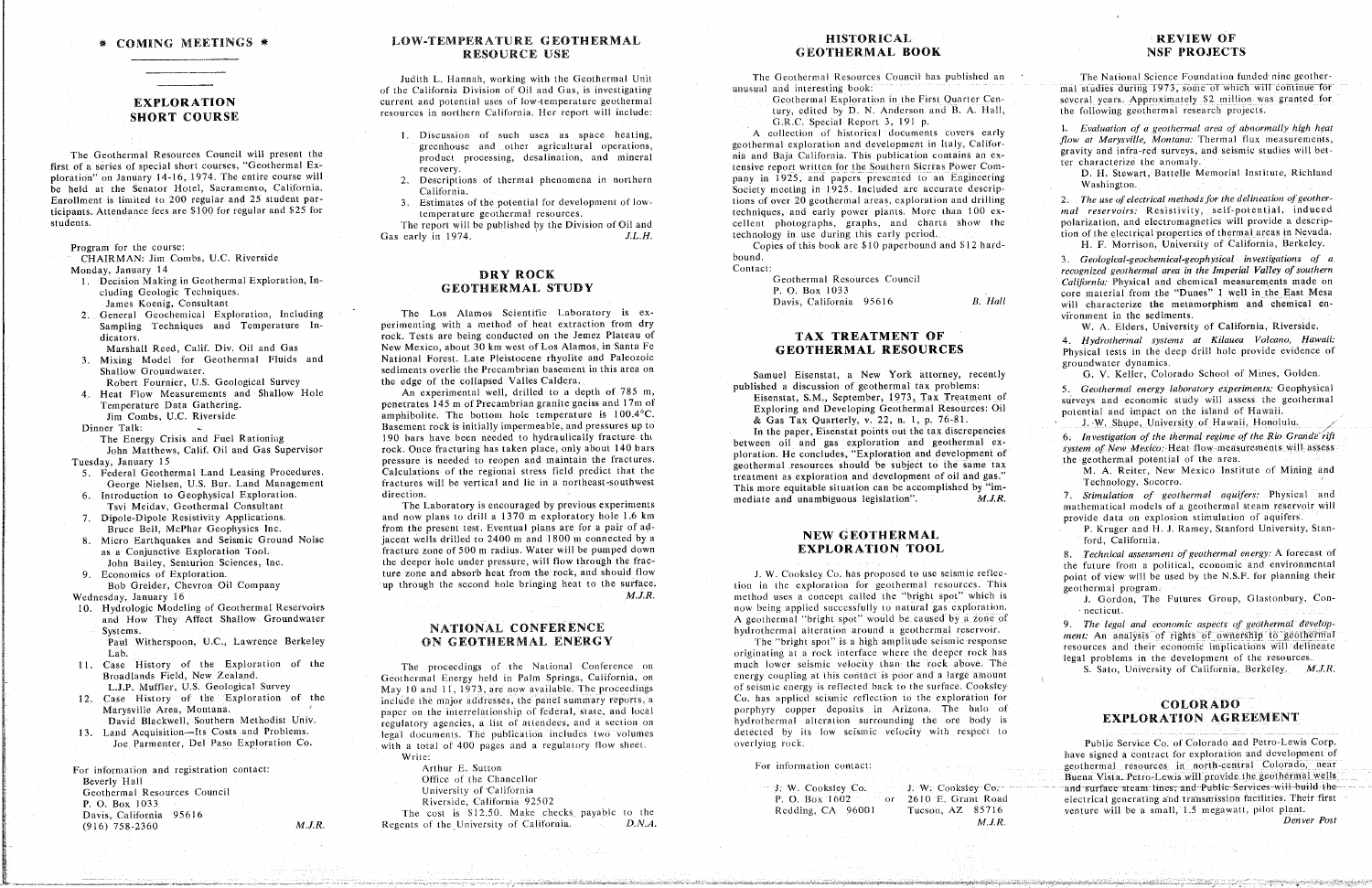# * COMING MEETINGS *

## EXPLORATION SHORT COURSE

The Geothermal Resources Council will present the first of a series of special short courses, "Geothermal Exploration" on January 14-16, 1974. The entire course will be held at the Senator Hotel, Sacramento, California. Enrollment is limited to 200 regular and 25 student participants. Attendance fees are $100 for regular and $25 for students.

Program for the course:

CHAIRMAN: Jim Combs, U.C. Riverside

Monday, January 14

1. Decision Making in Geothermal Exploration, Including Geologic Techniques.
   James Koenig, Consultant
2. General Geochemical Exploration, Including Sampling Techniques and Temperature Indicators.
   Marshall Reed, Calif. Div. Oil and Gas
3. Mixing Model for Geothermal Fluids and Shallow Groundwater.
   Robert Fournier, U.S. Geological Survey
4. Heat Flow Measurements and Shallow Hole Temperature Data Gathering.
   Jim Combs, U.C. Riverside

Dinner Talk:
The Energy Crisis and Fuel Rationing
John Matthews, Calif. Oil and Gas Supervisor

Tuesday, January 15

5. Federal Geothermal Land Leasing Procedures.
   George Nielsen, U.S. Bur. Land Management
6. Introduction to Geophysical Exploration.
   Tsvi Meidav, Geothermal Consultant
7. Dipole-Dipole Resistivity Applications.
   Bruce Bell, McPhar Geophysics Inc.
8. Micro Earthquakes and Seismic Ground Noise as a Conjunctive Exploration Tool.
   John Bailey, Senturion Sciences, Inc.
9. Economics of Exploration.
   Bob Greider, Chevron Oil Company

Wednesday, January 16

10. Hydrologic Modeling of Geothermal Reservoirs and How They Affect Shallow Groundwater Systems.
    Paul Witherspoon, U.C., Lawrence Berkeley Lab.
11. Case History of the Exploration of the Broadlands Field, New Zealand.
    L.J.P. Muffler, U.S. Geological Survey
12. Case History of the Exploration of the Marysville Area, Montana.
    David Blackwell, Southern Methodist Univ.
13. Land Acquisition—Its Costs and Problems.
    Joe Parmenter, Del Paso Exploration Co.

For information and registration contact:
Beverly Hall
Geothermal Resources Council
P. O. Box 1033
Davis, California 95616
(916) 758-2360

M.J.R.

## LOW-TEMPERATURE GEOTHERMAL RESOURCE USE

Judith L. Hannah, working with the Geothermal Unit of the California Division of Oil and Gas, is investigating current and potential uses of low-temperature geothermal resources in northern California. Her report will include:

1. Discussion of such uses as space heating, greenhouse and other agricultural operations, product processing, desalination, and mineral recovery.
2. Descriptions of thermal phenomena in northern California.
3. Estimates of the potential for development of low-temperature geothermal resources.

The report will be published by the Division of Oil and Gas early in 1974.

J.L.H.

## DRY ROCK GEOTHERMAL STUDY

The Los Alamos Scientific Laboratory is experimenting with a method of heat extraction from dry rock. Tests are being conducted on the Jemez Plateau of New Mexico, about 30 km west of Los Alamos, in Santa Fe National Forest. Late Pleistocene rhyolite and Paleozoic sediments overlie the Precambrian basement in this area on the edge of the collapsed Valles Caldera.

An experimental well, drilled to a depth of 785 m, penetrates 145 m of Precambrian granite gneiss and 17m of amphibolite. The bottom hole temperature is 100.4°C. Basement rock is initially impermeable, and pressures up to 190 bars have been needed to hydraulically fracture the rock. Once fracturing has taken place, only about 140 bars pressure is needed to reopen and maintain the fractures. Calculations of the regional stress field predict that the fractures will be vertical and lie in a northeast-southwest direction.

The Laboratory is encouraged by previous experiments and now plans to drill a 1370 m exploratory hole 1.6 km from the present test. Eventual plans are for a pair of adjacent wells drilled to 2400 m and 1800 m connected by a fracture zone of 500 m radius. Water will be pumped down the deeper hole under pressure, will flow through the fracture zone and absorb heat from the rock, and should flow up through the second hole bringing heat to the surface.

M.J.R.

## NATIONAL CONFERENCE ON GEOTHERMAL ENERGY

The proceedings of the National Conference on Geothermal Energy held in Palm Springs, California, on May 10 and 11, 1973, are now available. The proceedings include the major addresses, the panel summary reports, a paper on the interrelationship of federal, state, and local regulatory agencies, a list of attendees, and a section on legal documents. The publication includes two volumes with a total of 400 pages and a regulatory flow sheet.

Write:
Arthur E. Sutton
Office of the Chancellor
University of California
Riverside, California 92502

The cost is $12.50. Make checks payable to the Regents of the University of California.

D.N.A.

## HISTORICAL GEOTHERMAL BOOK

The Geothermal Resources Council has published an unusual and interesting book:

Geothermal Exploration in the First Quarter Century, edited by D. N. Anderson and B. A. Hall, G.R.C. Special Report 3, 191 p.

A collection of historical documents covers early geothermal exploration and development in Italy, California and Baja California. This publication contains an extensive report written for the Southern Sierras Power Company in 1925, and papers presented to an Engineering Society meeting in 1925. Included are accurate descriptions of over 20 geothermal areas, exploration and drilling techniques, and early power plants. More than 100 excellent photographs, graphs, and charts show the technology in use during this early period.

Copies of this book are $10 paperbound and $12 hardbound.

Contact:
Geothermal Resources Council
P. O. Box 1033
Davis, California 95616

B. Hall

## TAX TREATMENT OF GEOTHERMAL RESOURCES

Samuel Eisenstat, a New York attorney, recently published a discussion of geothermal tax problems:

Eisenstat, S.M., September, 1973, Tax Treatment of Exploring and Developing Geothermal Resources: Oil & Gas Tax Quarterly, v. 22, n. 1, p. 76-81.

In the paper, Eisenstat points out the tax discrepencies between oil and gas exploration and geothermal exploration. He concludes, "Exploration and development of geothermal resources should be subject to the same tax treatment as exploration and development of oil and gas." This more equitable situation can be accomplished by "immediate and unambiguous legislation".

M.J.R.

## NEW GEOTHERMAL EXPLORATION TOOL

J. W. Cooksley Co. has proposed to use seismic reflection in the exploration for geothermal resources. This method uses a concept called the "bright spot" which is now being applied successfully to natural gas exploration. A geothermal "bright spot" would be caused by a zone of hydrothermal alteration around a geothermal reservoir.

The "bright spot" is a high amplitude seismic response originating at a rock interface where the deeper rock has much lower seismic velocity than the rock above. The energy coupling at this contact is poor and a large amount of seismic energy is reflected back to the surface. Cooksley Co. has applied seismic reflection to the exploration for porphyry copper deposits in Arizona. The halo of hydrothermal alteration surrounding the ore body is detected by its low seismic velocity with respect to overlying rock.

For information contact:

J. W. Cooksley Co.
P. O. Box 1602
Redding, CA 96001

or

J. W. Cooksley Co.
2610 E. Grant Road
Tucson, AZ 85716

M.J.R.

## REVIEW OF NSF PROJECTS

The National Science Foundation funded nine geothermal studies during 1973, some of which will continue for several years. Approximately $2 million was granted for the following geothermal research projects.

1. *Evaluation of a geothermal area of abnormally high heat flow at Marysville, Montana:* Thermal flux measurements, gravity and infra-red surveys, and seismic studies will better characterize the anomaly.
   D. H. Stewart, Battelle Memorial Institute, Richland Washington.
2. *The use of electrical methods for the delineation of geothermal reservoirs:* Resistivity, self-potential, induced polarization, and electromagnetics will provide a description of the electrical properties of thermal areas in Nevada.
   H. F. Morrison, University of California, Berkeley.
3. *Geological-geochemical-geophysical investigations of a recognized geothermal area in the Imperial Valley of southern California:* Physical and chemical measurements made on core material from the "Dunes" 1 well in the East Mesa will characterize the metamorphism and chemical environment in the sediments.
   W. A. Elders, University of California, Riverside.
4. *Hydrothermal systems at Kilauea Volcano, Hawaii:* Physical tests in the deep drill hole provide evidence of groundwater dynamics.
   G. V. Keller, Colorado School of Mines, Golden.
5. *Geothermal energy laboratory experiments:* Geophysical surveys and economic study will assess the geothermal potential and impact on the island of Hawaii.
   J. W. Shupe, University of Hawaii, Honolulu.
6. *Investigation of the thermal regime of the Rio Grande rift system of New Mexico:* Heat flow measurements will assess the geothermal potential of the area.
   M. A. Reiter, New Mexico Institute of Mining and Technology, Socorro.
7. *Stimulation of geothermal aquifers:* Physical and mathematical models of a geothermal steam reservoir will provide data on explosion stimulation of aquifers.
   P. Kruger and H. J. Ramey, Stanford University, Stanford, California.
8. *Technical assessment of geothermal energy:* A forecast of the future from a political, economic and environmental point of view will be used by the N.S.F. for planning their geothermal program.
   J. Gordon, The Futures Group, Glastonbury, Connecticut.
9. *The legal and economic aspects of geothermal development:* An analysis of rights of ownership to geothermal resources and their economic implications will delineate legal problems in the development of the resources.
   S. Sato, University of California, Berkeley.

M.J.R.

## COLORADO EXPLORATION AGREEMENT

Public Service Co. of Colorado and Petro-Lewis Corp. have signed a contract for exploration and development of geothermal resources in north-central Colorado, near Buena Vista. Petro-Lewis will provide the geothermal wells and surface steam lines, and Public Services will build the electrical generating and transmission facilities. Their first venture will be a small, 1.5 megawatt, pilot plant.

*Denver Post*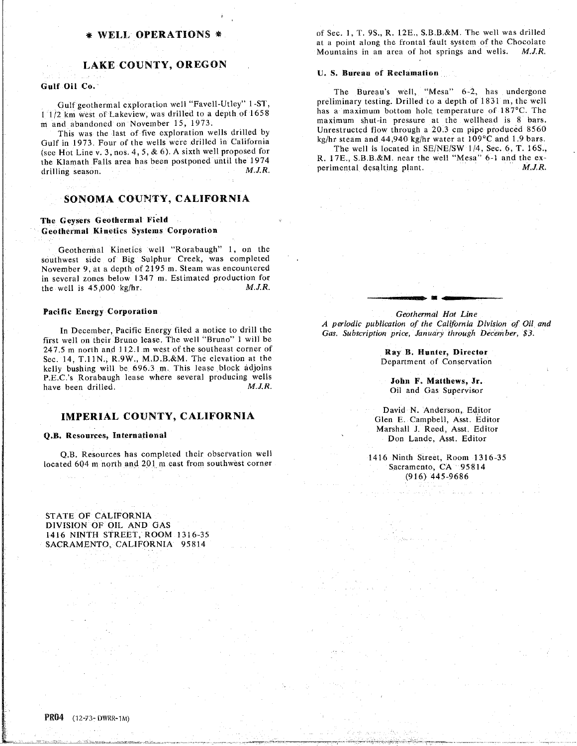# * WELL OPERATIONS *

## LAKE COUNTY, OREGON

### Gulf Oil Co.

Gulf geothermal exploration well "Favell-Utley" 1-ST, 1 1/2 km west of Lakeview, was drilled to a depth of 1658 m and abandoned on November 15, 1973.

This was the last of five exploration wells drilled by Gulf in 1973. Four of the wells were drilled in California (see Hot Line v. 3, nos. 4, 5, & 6). A sixth well proposed for the Klamath Falls area has been postponed until the 1974 drilling season. *M.J.R.*

## SONOMA COUNTY, CALIFORNIA

### The Geysers Geothermal Field
### Geothermal Kinetics Systems Corporation

Geothermal Kinetics well "Rorabaugh" 1, on the southwest side of Big Sulphur Creek, was completed November 9, at a depth of 2195 m. Steam was encountered in several zones below 1347 m. Estimated production for the well is 45,000 kg/hr. *M.J.R.*

### Pacific Energy Corporation

In December, Pacific Energy filed a notice to drill the first well on their Bruno lease. The well "Bruno" 1 will be 247.5 m north and 112.1 m west of the southeast corner of Sec. 14, T.11N., R.9W., M.D.B.&M. The elevation at the kelly bushing will be 696.3 m. This lease block adjoins P.E.C.'s Rorabaugh lease where several producing wells have been drilled. *M.J.R.*

## IMPERIAL COUNTY, CALIFORNIA

### Q.B. Resources, International

Q.B. Resources has completed their observation well located 604 m north and 201 m east from southwest corner of Sec. 1, T. 9S., R. 12E., S.B.B.&M. The well was drilled at a point along the frontal fault system of the Chocolate Mountains in an area of hot springs and wells. *M.J.R.*

### U. S. Bureau of Reclamation

The Bureau's well, "Mesa" 6-2, has undergone preliminary testing. Drilled to a depth of 1831 m, the well has a maximum bottom hole temperature of 187°C. The maximum shut-in pressure at the wellhead is 8 bars. Unrestructed flow through a 20.3 cm pipe produced 8560 kg/hr steam and 44,940 kg/hr water at 109°C and 1.9 bars.

The well is located in SE/NE/SW 1/4, Sec. 6, T. 16S., R. 17E., S.B.B.&M. near the well "Mesa" 6-1 and the experimental desalting plant. *M.J.R.*

---

*Geothermal Hot Line*
*A periodic publication of the California Division of Oil and Gas. Subscription price, January through December, $3.*

**Ray B. Hunter, Director**
Department of Conservation

**John F. Matthews, Jr.**
Oil and Gas Supervisor

David N. Anderson, Editor
Glen E. Campbell, Asst. Editor
Marshall J. Reed, Asst. Editor
Don Lande, Asst. Editor

1416 Ninth Street, Room 1316-35
Sacramento, CA 95814
(916) 445-9686

STATE OF CALIFORNIA
DIVISION OF OIL AND GAS
1416 NINTH STREET, ROOM 1316-35
SACRAMENTO, CALIFORNIA 95814

PR04 (12-73-DWRR-1M)